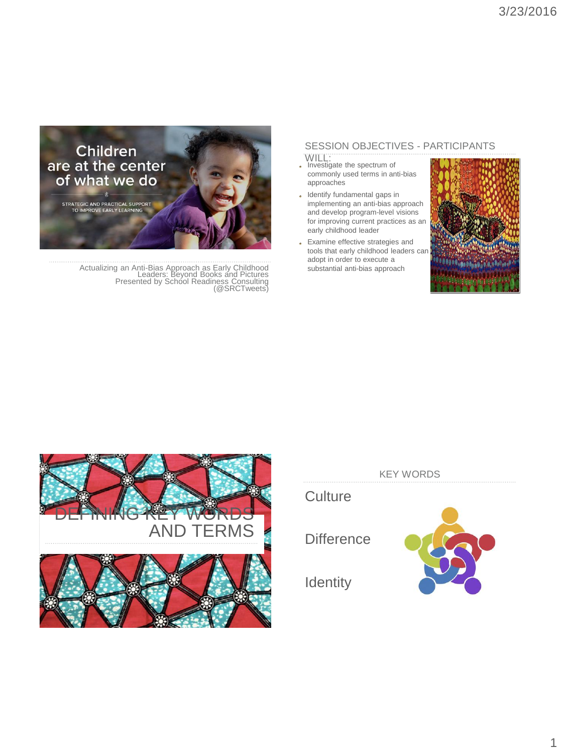Children are at the center of what we do

STRATEGIC AND PRACTICAL SUPPORT TO IMPROVE EARLY LEARNING

Actualizing an Anti-Bias Approach as Early Childhood Leaders: Beyond Books and Pictures
Presented by School Readiness Consulting (@SRCTweets)

## SESSION OBJECTIVES - PARTICIPANTS WILL:

- Investigate the spectrum of commonly used terms in anti-bias approaches
- Identify fundamental gaps in implementing an anti-bias approach and develop program-level visions for improving current practices as an early childhood leader
- Examine effective strategies and tools that early childhood leaders can adopt in order to execute a substantial anti-bias approach

# DEFINING KEY WORDS AND TERMS

## KEY WORDS

Culture

Difference

Identity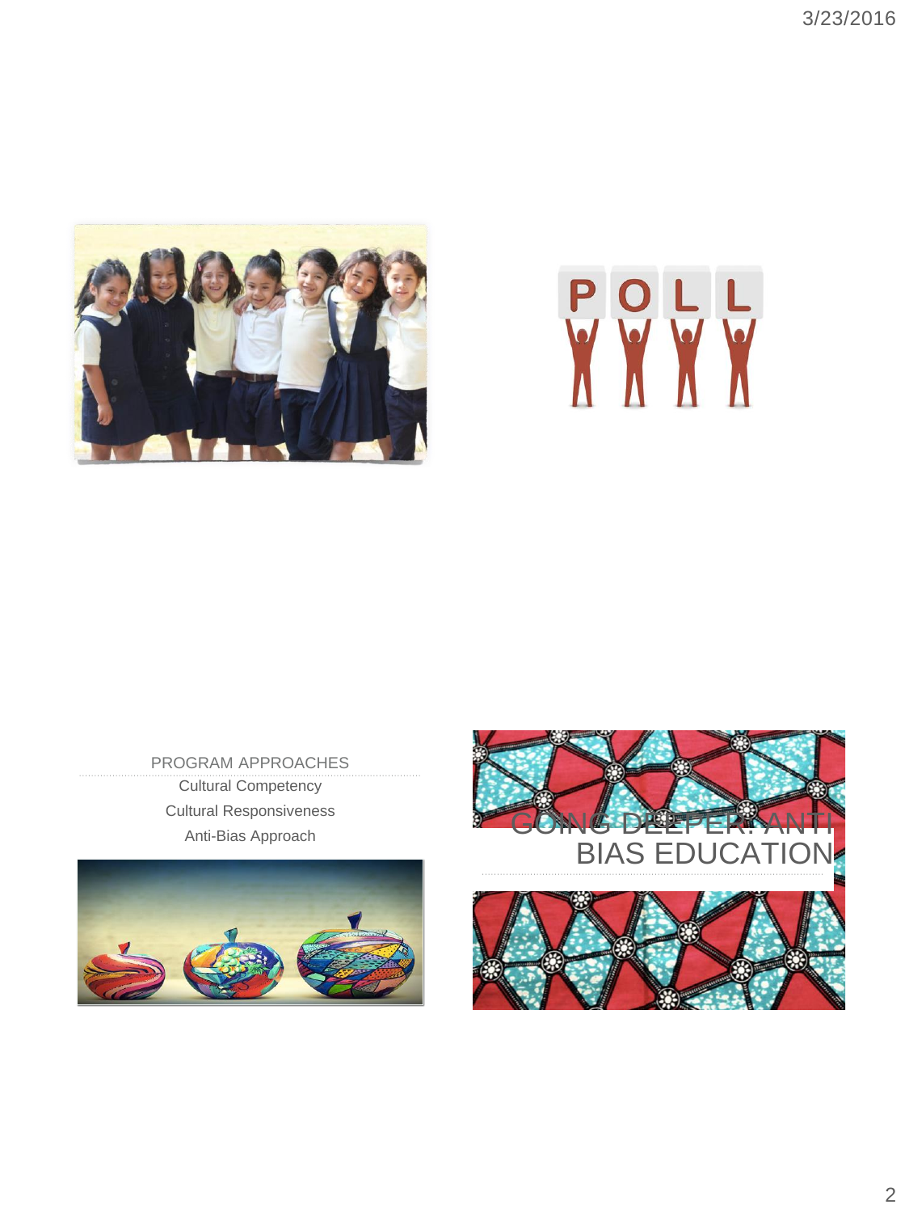## PROGRAM APPROACHES

Cultural Competency

Cultural Responsiveness

Anti-Bias Approach

## GOING DEEPER: ANTI BIAS EDUCATION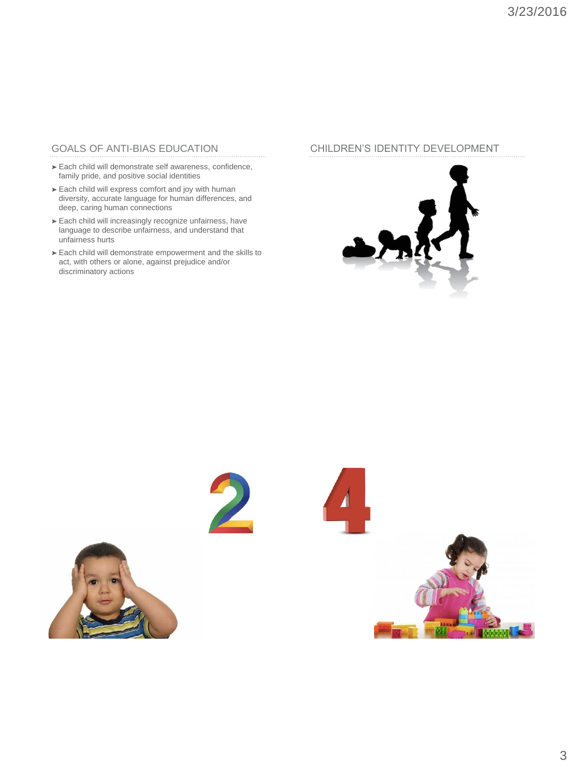## GOALS OF ANTI-BIAS EDUCATION

- Each child will demonstrate self awareness, confidence, family pride, and positive social identities
- Each child will express comfort and joy with human diversity, accurate language for human differences, and deep, caring human connections
- Each child will increasingly recognize unfairness, have language to describe unfairness, and understand that unfairness hurts
- Each child will demonstrate empowerment and the skills to act, with others or alone, against prejudice and/or discriminatory actions

## CHILDREN'S IDENTITY DEVELOPMENT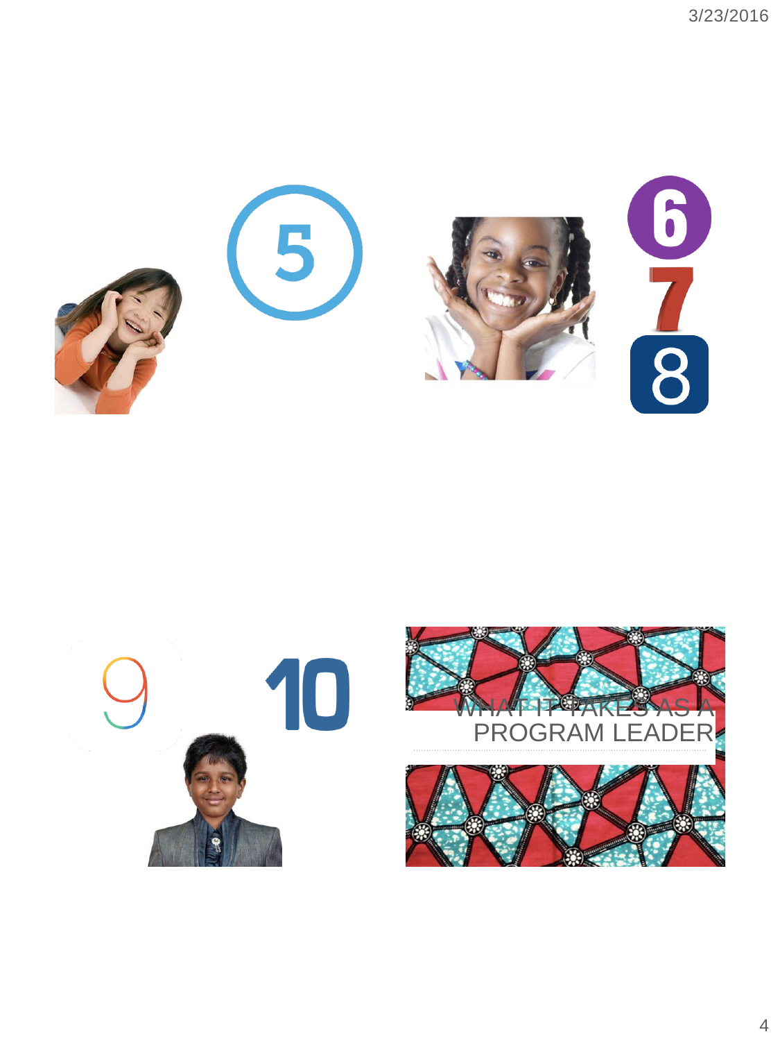WHAT IT TAKES AS A PROGRAM LEADER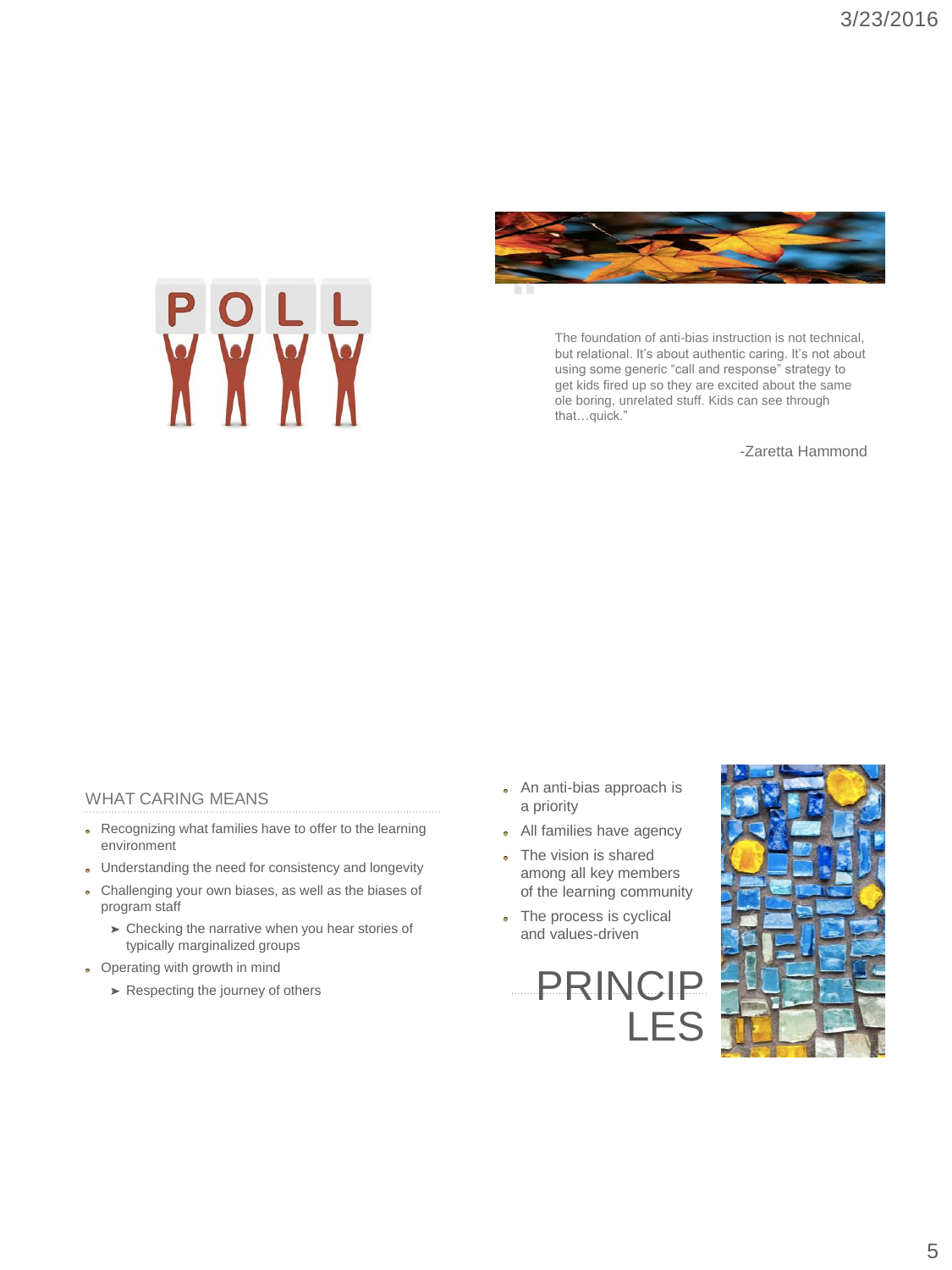POLL

> The foundation of anti-bias instruction is not technical, but relational. It's about authentic caring. It's not about using some generic "call and response" strategy to get kids fired up so they are excited about the same ole boring, unrelated stuff. Kids can see through that…quick."
>
> -Zaretta Hammond

## WHAT CARING MEANS

- Recognizing what families have to offer to the learning environment
- Understanding the need for consistency and longevity
- Challenging your own biases, as well as the biases of program staff
  - Checking the narrative when you hear stories of typically marginalized groups
- Operating with growth in mind
  - Respecting the journey of others

## PRINCIPLES

- An anti-bias approach is a priority
- All families have agency
- The vision is shared among all key members of the learning community
- The process is cyclical and values-driven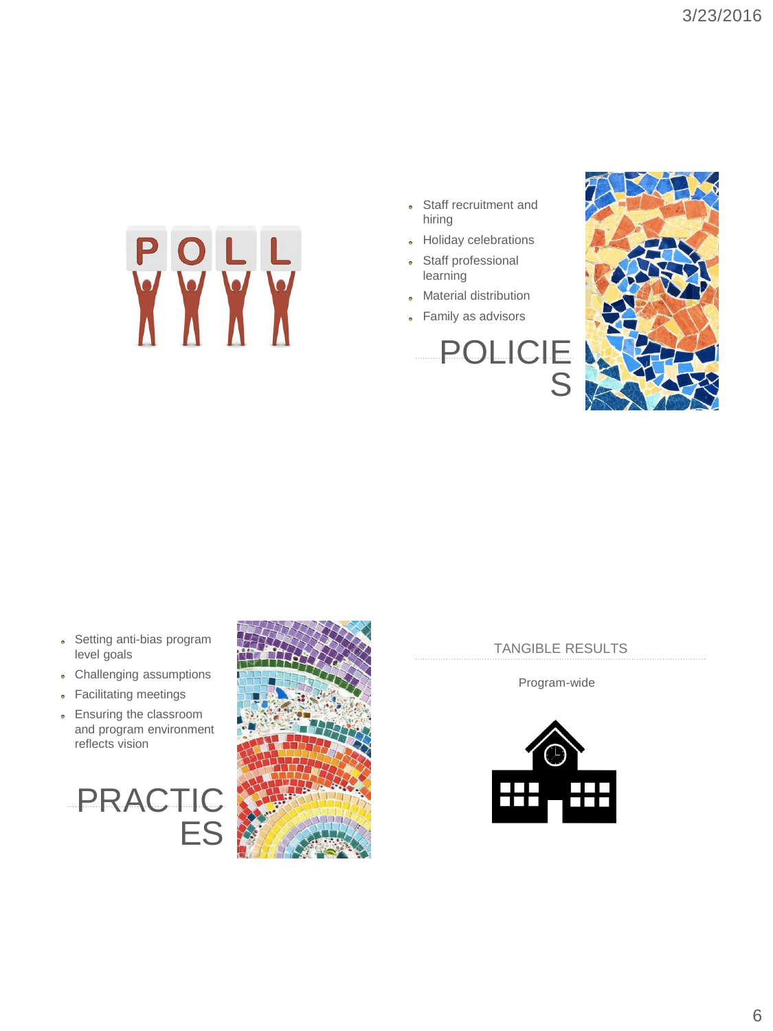POLL

## POLICIES

- Staff recruitment and hiring
- Holiday celebrations
- Staff professional learning
- Material distribution
- Family as advisors

## PRACTICES

- Setting anti-bias program level goals
- Challenging assumptions
- Facilitating meetings
- Ensuring the classroom and program environment reflects vision

## TANGIBLE RESULTS

Program-wide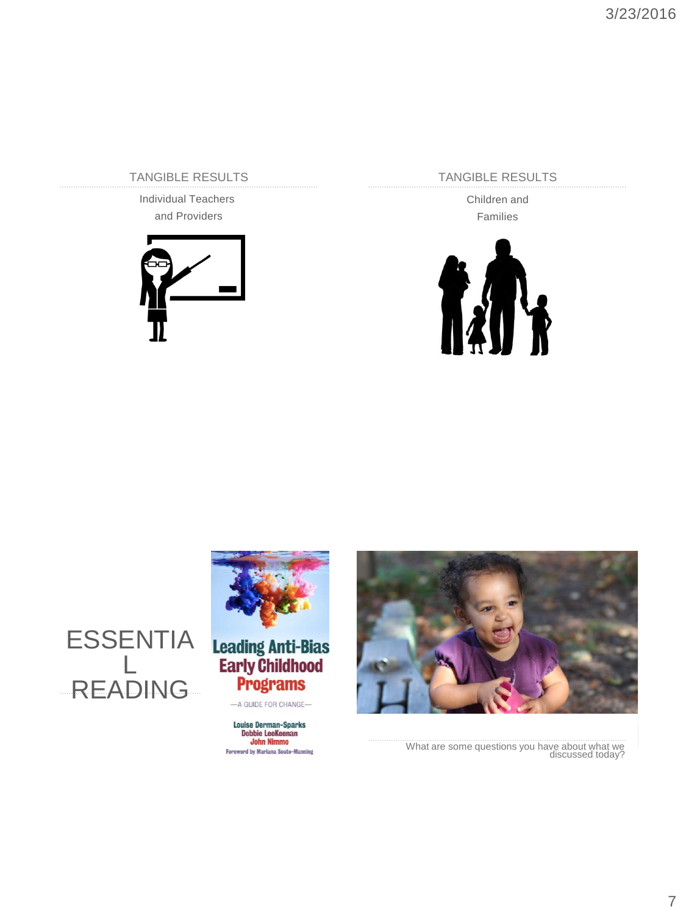## TANGIBLE RESULTS

Individual Teachers and Providers

## TANGIBLE RESULTS

Children and Families

## ESSENTIAL READING

Leading Anti-Bias Early Childhood Programs

—A GUIDE FOR CHANGE—

Louise Derman-Sparks
Debbie LeeKeenan
John Nimmo

Foreword by Mariana Souto-Manning

What are some questions you have about what we discussed today?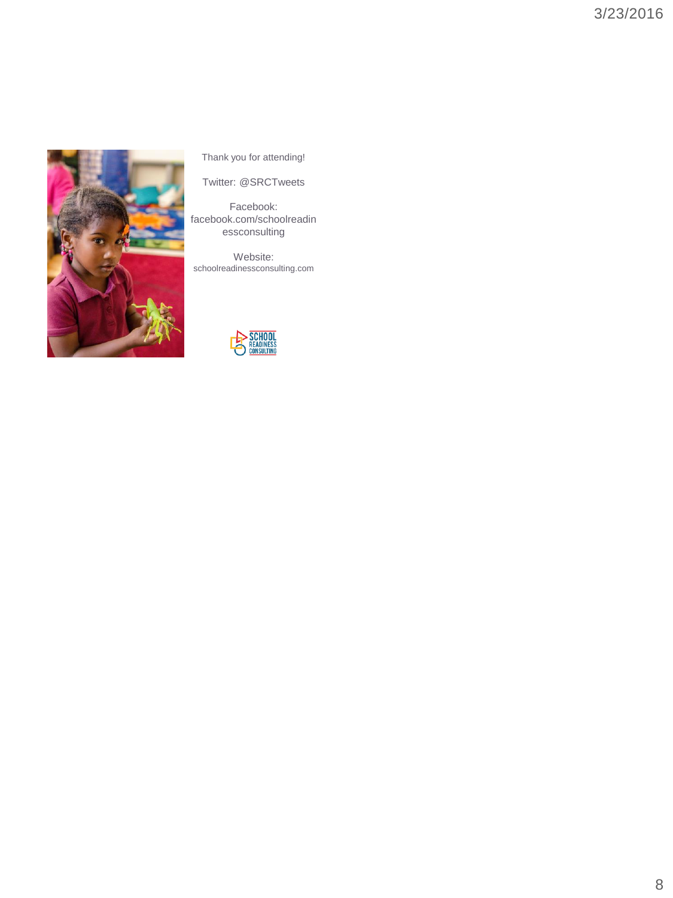Thank you for attending!

Twitter: @SRCTweets

Facebook:
facebook.com/schoolreadinessconsulting

Website:
schoolreadinessconsulting.com

SCHOOL READINESS CONSULTING